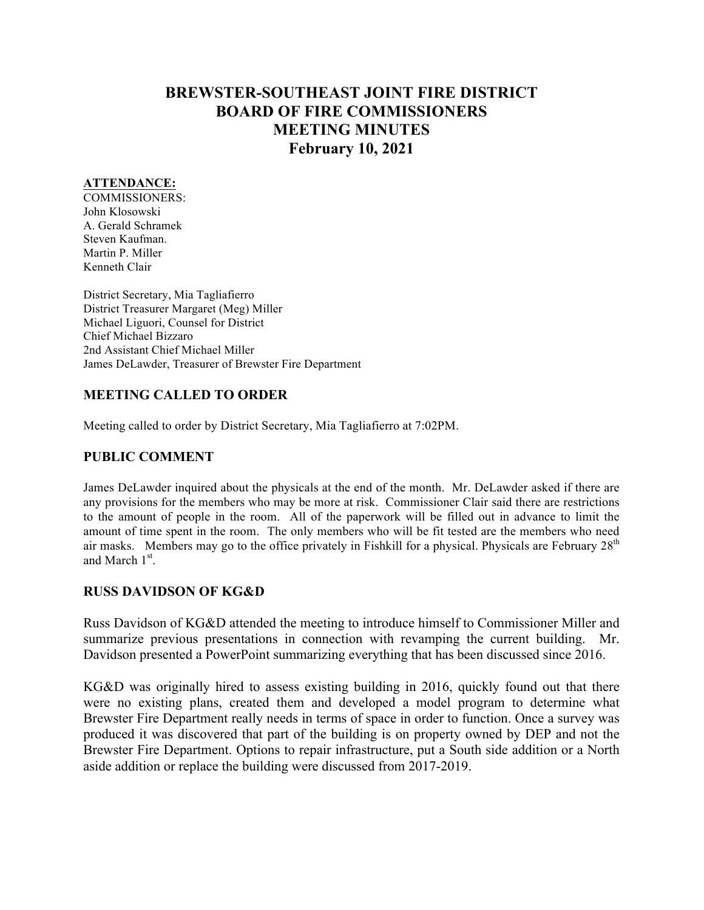# BREWSTER-SOUTHEAST JOINT FIRE DISTRICT
# BOARD OF FIRE COMMISSIONERS
# MEETING MINUTES
# February 10, 2021

**ATTENDANCE:**

COMMISSIONERS:
John Klosowski
A. Gerald Schramek
Steven Kaufman.
Martin P. Miller
Kenneth Clair

District Secretary, Mia Tagliafierro
District Treasurer Margaret (Meg) Miller
Michael Liguori, Counsel for District
Chief Michael Bizzaro
2nd Assistant Chief Michael Miller
James DeLawder, Treasurer of Brewster Fire Department

## MEETING CALLED TO ORDER

Meeting called to order by District Secretary, Mia Tagliafierro at 7:02PM.

## PUBLIC COMMENT

James DeLawder inquired about the physicals at the end of the month. Mr. DeLawder asked if there are any provisions for the members who may be more at risk. Commissioner Clair said there are restrictions to the amount of people in the room. All of the paperwork will be filled out in advance to limit the amount of time spent in the room. The only members who will be fit tested are the members who need air masks. Members may go to the office privately in Fishkill for a physical. Physicals are February 28th and March 1st.

## RUSS DAVIDSON OF KG&D

Russ Davidson of KG&D attended the meeting to introduce himself to Commissioner Miller and summarize previous presentations in connection with revamping the current building. Mr. Davidson presented a PowerPoint summarizing everything that has been discussed since 2016.

KG&D was originally hired to assess existing building in 2016, quickly found out that there were no existing plans, created them and developed a model program to determine what Brewster Fire Department really needs in terms of space in order to function. Once a survey was produced it was discovered that part of the building is on property owned by DEP and not the Brewster Fire Department. Options to repair infrastructure, put a South side addition or a North aside addition or replace the building were discussed from 2017-2019.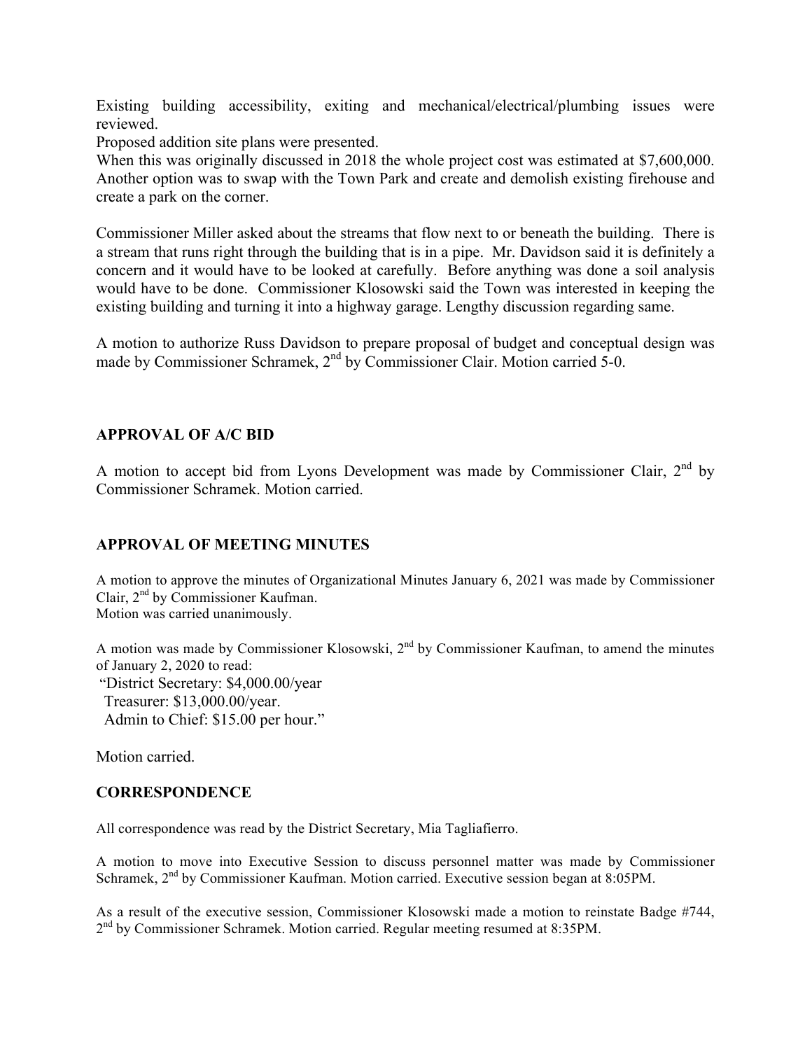Existing building accessibility, exiting and mechanical/electrical/plumbing issues were reviewed.

Proposed addition site plans were presented.

When this was originally discussed in 2018 the whole project cost was estimated at $7,600,000. Another option was to swap with the Town Park and create and demolish existing firehouse and create a park on the corner.

Commissioner Miller asked about the streams that flow next to or beneath the building. There is a stream that runs right through the building that is in a pipe. Mr. Davidson said it is definitely a concern and it would have to be looked at carefully. Before anything was done a soil analysis would have to be done. Commissioner Klosowski said the Town was interested in keeping the existing building and turning it into a highway garage. Lengthy discussion regarding same.

A motion to authorize Russ Davidson to prepare proposal of budget and conceptual design was made by Commissioner Schramek, 2nd by Commissioner Clair. Motion carried 5-0.

## APPROVAL OF A/C BID

A motion to accept bid from Lyons Development was made by Commissioner Clair, 2nd by Commissioner Schramek. Motion carried.

## APPROVAL OF MEETING MINUTES

A motion to approve the minutes of Organizational Minutes January 6, 2021 was made by Commissioner Clair, 2nd by Commissioner Kaufman.
Motion was carried unanimously.

A motion was made by Commissioner Klosowski, 2nd by Commissioner Kaufman, to amend the minutes of January 2, 2020 to read:
"District Secretary: $4,000.00/year
Treasurer: $13,000.00/year.
Admin to Chief: $15.00 per hour."

Motion carried.

## CORRESPONDENCE

All correspondence was read by the District Secretary, Mia Tagliafierro.

A motion to move into Executive Session to discuss personnel matter was made by Commissioner Schramek, 2nd by Commissioner Kaufman. Motion carried. Executive session began at 8:05PM.

As a result of the executive session, Commissioner Klosowski made a motion to reinstate Badge #744, 2nd by Commissioner Schramek. Motion carried. Regular meeting resumed at 8:35PM.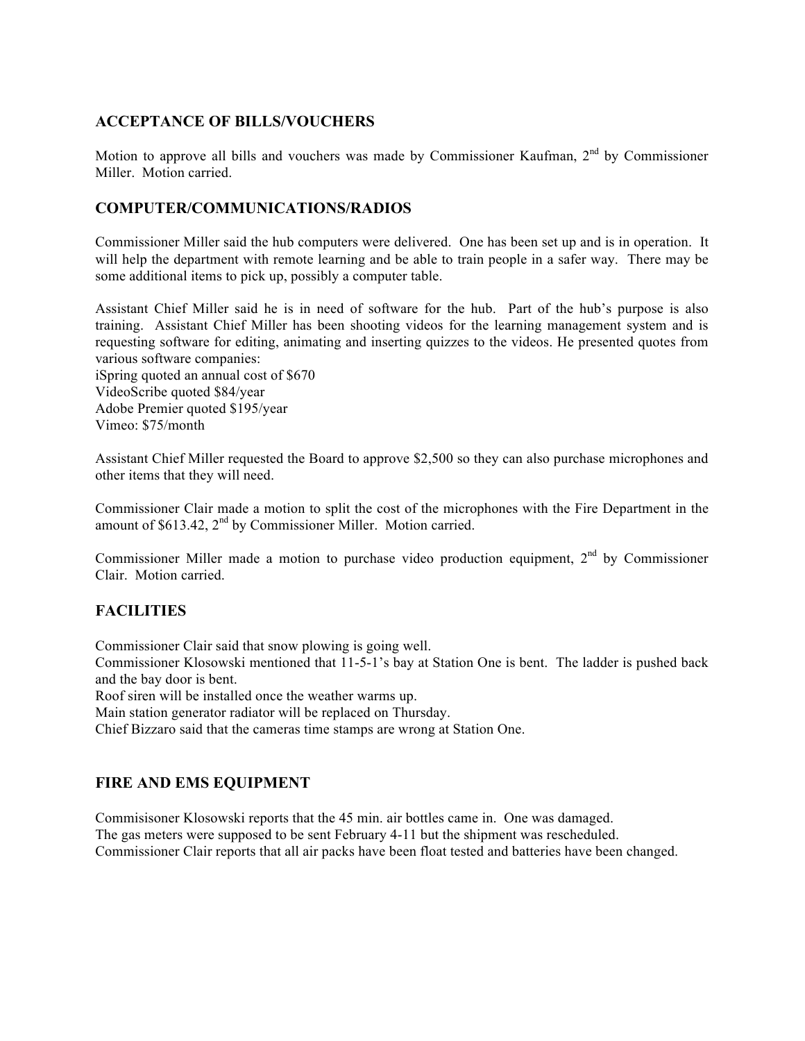## ACCEPTANCE OF BILLS/VOUCHERS

Motion to approve all bills and vouchers was made by Commissioner Kaufman, 2nd by Commissioner Miller. Motion carried.

## COMPUTER/COMMUNICATIONS/RADIOS

Commissioner Miller said the hub computers were delivered. One has been set up and is in operation. It will help the department with remote learning and be able to train people in a safer way. There may be some additional items to pick up, possibly a computer table.

Assistant Chief Miller said he is in need of software for the hub. Part of the hub's purpose is also training. Assistant Chief Miller has been shooting videos for the learning management system and is requesting software for editing, animating and inserting quizzes to the videos. He presented quotes from various software companies:
iSpring quoted an annual cost of $670
VideoScribe quoted $84/year
Adobe Premier quoted $195/year
Vimeo: $75/month

Assistant Chief Miller requested the Board to approve $2,500 so they can also purchase microphones and other items that they will need.

Commissioner Clair made a motion to split the cost of the microphones with the Fire Department in the amount of $613.42, 2nd by Commissioner Miller. Motion carried.

Commissioner Miller made a motion to purchase video production equipment, 2nd by Commissioner Clair. Motion carried.

## FACILITIES

Commissioner Clair said that snow plowing is going well.
Commissioner Klosowski mentioned that 11-5-1's bay at Station One is bent. The ladder is pushed back and the bay door is bent.
Roof siren will be installed once the weather warms up.
Main station generator radiator will be replaced on Thursday.
Chief Bizzaro said that the cameras time stamps are wrong at Station One.

## FIRE AND EMS EQUIPMENT

Commisisoner Klosowski reports that the 45 min. air bottles came in. One was damaged.
The gas meters were supposed to be sent February 4-11 but the shipment was rescheduled.
Commissioner Clair reports that all air packs have been float tested and batteries have been changed.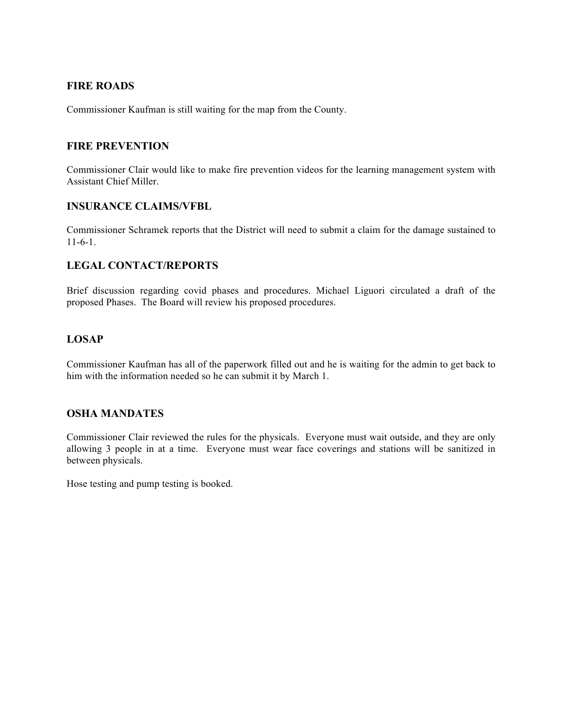## FIRE ROADS

Commissioner Kaufman is still waiting for the map from the County.

## FIRE PREVENTION

Commissioner Clair would like to make fire prevention videos for the learning management system with Assistant Chief Miller.

## INSURANCE CLAIMS/VFBL

Commissioner Schramek reports that the District will need to submit a claim for the damage sustained to 11-6-1.

## LEGAL CONTACT/REPORTS

Brief discussion regarding covid phases and procedures. Michael Liguori circulated a draft of the proposed Phases. The Board will review his proposed procedures.

## LOSAP

Commissioner Kaufman has all of the paperwork filled out and he is waiting for the admin to get back to him with the information needed so he can submit it by March 1.

## OSHA MANDATES

Commissioner Clair reviewed the rules for the physicals. Everyone must wait outside, and they are only allowing 3 people in at a time. Everyone must wear face coverings and stations will be sanitized in between physicals.

Hose testing and pump testing is booked.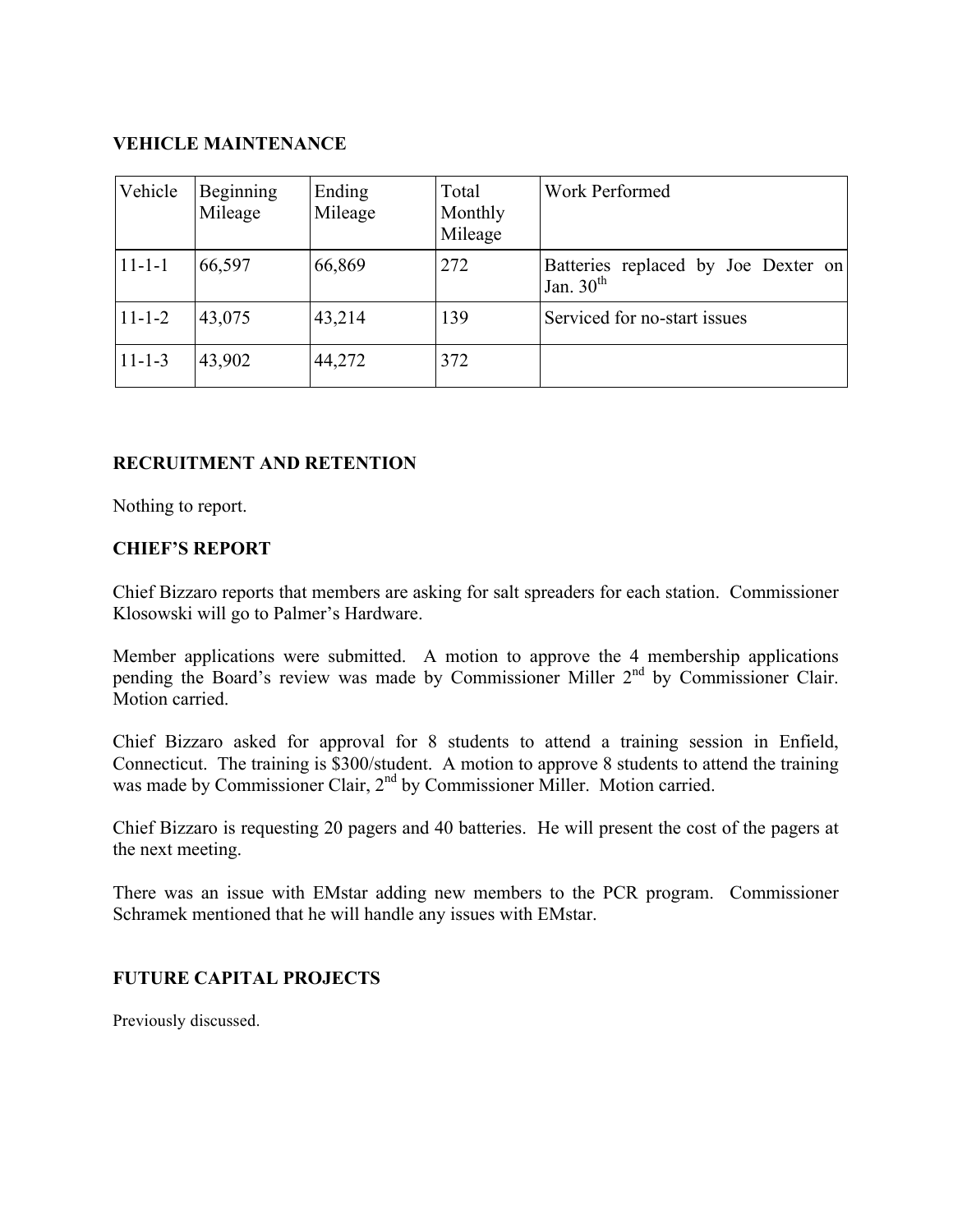### VEHICLE MAINTENANCE

| Vehicle | Beginning Mileage | Ending Mileage | Total Monthly Mileage | Work Performed |
|---|---|---|---|---|
| 11-1-1 | 66,597 | 66,869 | 272 | Batteries replaced by Joe Dexter on Jan. 30th |
| 11-1-2 | 43,075 | 43,214 | 139 | Serviced for no-start issues |
| 11-1-3 | 43,902 | 44,272 | 372 | |

### RECRUITMENT AND RETENTION

Nothing to report.

### CHIEF'S REPORT

Chief Bizzaro reports that members are asking for salt spreaders for each station. Commissioner Klosowski will go to Palmer's Hardware.

Member applications were submitted. A motion to approve the 4 membership applications pending the Board's review was made by Commissioner Miller 2nd by Commissioner Clair. Motion carried.

Chief Bizzaro asked for approval for 8 students to attend a training session in Enfield, Connecticut. The training is $300/student. A motion to approve 8 students to attend the training was made by Commissioner Clair, 2nd by Commissioner Miller. Motion carried.

Chief Bizzaro is requesting 20 pagers and 40 batteries. He will present the cost of the pagers at the next meeting.

There was an issue with EMstar adding new members to the PCR program. Commissioner Schramek mentioned that he will handle any issues with EMstar.

### FUTURE CAPITAL PROJECTS

Previously discussed.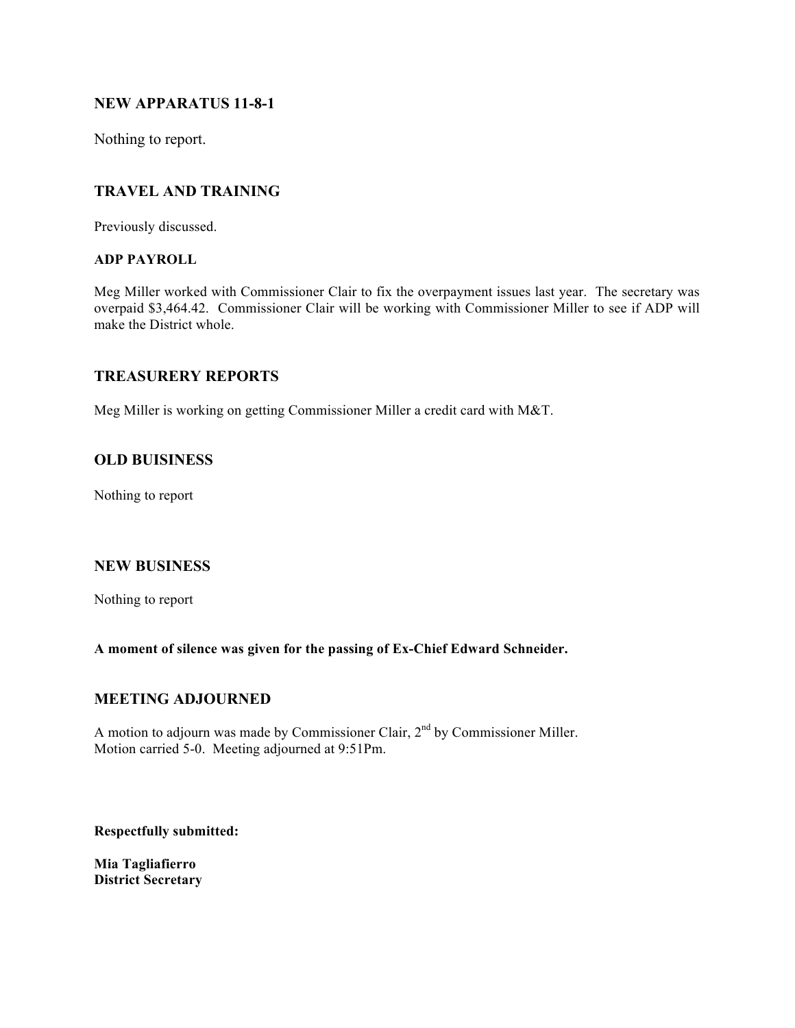## NEW APPARATUS 11-8-1

Nothing to report.

## TRAVEL AND TRAINING

Previously discussed.

### ADP PAYROLL

Meg Miller worked with Commissioner Clair to fix the overpayment issues last year. The secretary was overpaid $3,464.42. Commissioner Clair will be working with Commissioner Miller to see if ADP will make the District whole.

## TREASURERY REPORTS

Meg Miller is working on getting Commissioner Miller a credit card with M&T.

## OLD BUISINESS

Nothing to report

## NEW BUSINESS

Nothing to report

**A moment of silence was given for the passing of Ex-Chief Edward Schneider.**

## MEETING ADJOURNED

A motion to adjourn was made by Commissioner Clair, 2nd by Commissioner Miller.
Motion carried 5-0. Meeting adjourned at 9:51Pm.

**Respectfully submitted:**

**Mia Tagliafierro**
**District Secretary**